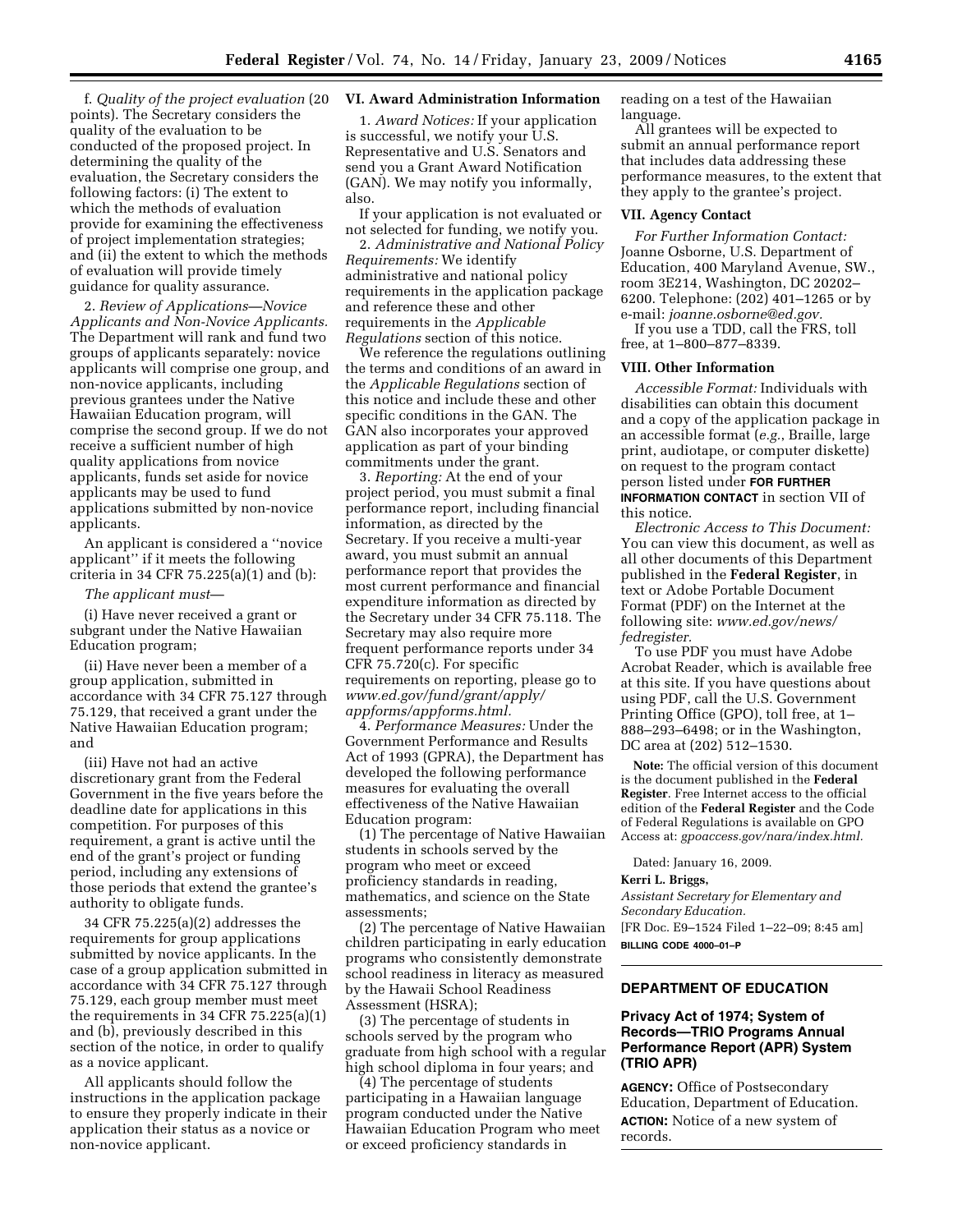f. *Quality of the project evaluation* (20 points). The Secretary considers the quality of the evaluation to be conducted of the proposed project. In determining the quality of the evaluation, the Secretary considers the following factors: (i) The extent to which the methods of evaluation provide for examining the effectiveness of project implementation strategies; and (ii) the extent to which the methods of evaluation will provide timely guidance for quality assurance.

2. *Review of Applications—Novice Applicants and Non-Novice Applicants.* The Department will rank and fund two groups of applicants separately: novice applicants will comprise one group, and non-novice applicants, including previous grantees under the Native Hawaiian Education program, will comprise the second group. If we do not receive a sufficient number of high quality applications from novice applicants, funds set aside for novice applicants may be used to fund applications submitted by non-novice applicants.

An applicant is considered a ''novice applicant'' if it meets the following criteria in 34 CFR 75.225(a)(1) and (b):

*The applicant must*—

(i) Have never received a grant or subgrant under the Native Hawaiian Education program;

(ii) Have never been a member of a group application, submitted in accordance with 34 CFR 75.127 through 75.129, that received a grant under the Native Hawaiian Education program; and

(iii) Have not had an active discretionary grant from the Federal Government in the five years before the deadline date for applications in this competition. For purposes of this requirement, a grant is active until the end of the grant's project or funding period, including any extensions of those periods that extend the grantee's authority to obligate funds.

34 CFR 75.225(a)(2) addresses the requirements for group applications submitted by novice applicants. In the case of a group application submitted in accordance with 34 CFR 75.127 through 75.129, each group member must meet the requirements in 34 CFR 75.225(a)(1) and (b), previously described in this section of the notice, in order to qualify as a novice applicant.

All applicants should follow the instructions in the application package to ensure they properly indicate in their application their status as a novice or non-novice applicant.

## VI. Award Administration Information

1. *Award Notices:* If your application is successful, we notify your U.S. Representative and U.S. Senators and send you a Grant Award Notification (GAN). We may notify you informally, also.

If your application is not evaluated or not selected for funding, we notify you.

2. *Administrative and National Policy Requirements:* We identify administrative and national policy requirements in the application package and reference these and other requirements in the *Applicable Regulations* section of this notice.

We reference the regulations outlining the terms and conditions of an award in the *Applicable Regulations* section of this notice and include these and other specific conditions in the GAN. The GAN also incorporates your approved application as part of your binding commitments under the grant.

3. *Reporting:* At the end of your project period, you must submit a final performance report, including financial information, as directed by the Secretary. If you receive a multi-year award, you must submit an annual performance report that provides the most current performance and financial expenditure information as directed by the Secretary under 34 CFR 75.118. The Secretary may also require more frequent performance reports under 34 CFR 75.720(c). For specific requirements on reporting, please go to *www.ed.gov/fund/grant/apply/appforms/appforms.html.*

4. *Performance Measures:* Under the Government Performance and Results Act of 1993 (GPRA), the Department has developed the following performance measures for evaluating the overall effectiveness of the Native Hawaiian Education program:

(1) The percentage of Native Hawaiian students in schools served by the program who meet or exceed proficiency standards in reading, mathematics, and science on the State assessments;

(2) The percentage of Native Hawaiian children participating in early education programs who consistently demonstrate school readiness in literacy as measured by the Hawaii School Readiness Assessment (HSRA);

(3) The percentage of students in schools served by the program who graduate from high school with a regular high school diploma in four years; and

(4) The percentage of students participating in a Hawaiian language program conducted under the Native Hawaiian Education Program who meet or exceed proficiency standards in reading on a test of the Hawaiian language.

All grantees will be expected to submit an annual performance report that includes data addressing these performance measures, to the extent that they apply to the grantee's project.

## VII. Agency Contact

*For Further Information Contact:* Joanne Osborne, U.S. Department of Education, 400 Maryland Avenue, SW., room 3E214, Washington, DC 20202–6200. Telephone: (202) 401–1265 or by e-mail: *joanne.osborne@ed.gov.*

If you use a TDD, call the FRS, toll free, at 1–800–877–8339.

## VIII. Other Information

*Accessible Format:* Individuals with disabilities can obtain this document and a copy of the application package in an accessible format (*e.g.*, Braille, large print, audiotape, or computer diskette) on request to the program contact person listed under **FOR FURTHER INFORMATION CONTACT** in section VII of this notice.

*Electronic Access to This Document:* You can view this document, as well as all other documents of this Department published in the **Federal Register**, in text or Adobe Portable Document Format (PDF) on the Internet at the following site: *www.ed.gov/news/fedregister.*

To use PDF you must have Adobe Acrobat Reader, which is available free at this site. If you have questions about using PDF, call the U.S. Government Printing Office (GPO), toll free, at 1–888–293–6498; or in the Washington, DC area at (202) 512–1530.

**Note:** The official version of this document is the document published in the **Federal Register**. Free Internet access to the official edition of the **Federal Register** and the Code of Federal Regulations is available on GPO Access at: *gpoaccess.gov/nara/index.html.*

Dated: January 16, 2009.

**Kerri L. Briggs,**

*Assistant Secretary for Elementary and Secondary Education.*

[FR Doc. E9–1524 Filed 1–22–09; 8:45 am]

**BILLING CODE 4000–01–P**

# DEPARTMENT OF EDUCATION

## Privacy Act of 1974; System of Records—TRIO Programs Annual Performance Report (APR) System (TRIO APR)

**AGENCY:** Office of Postsecondary Education, Department of Education.

**ACTION:** Notice of a new system of records.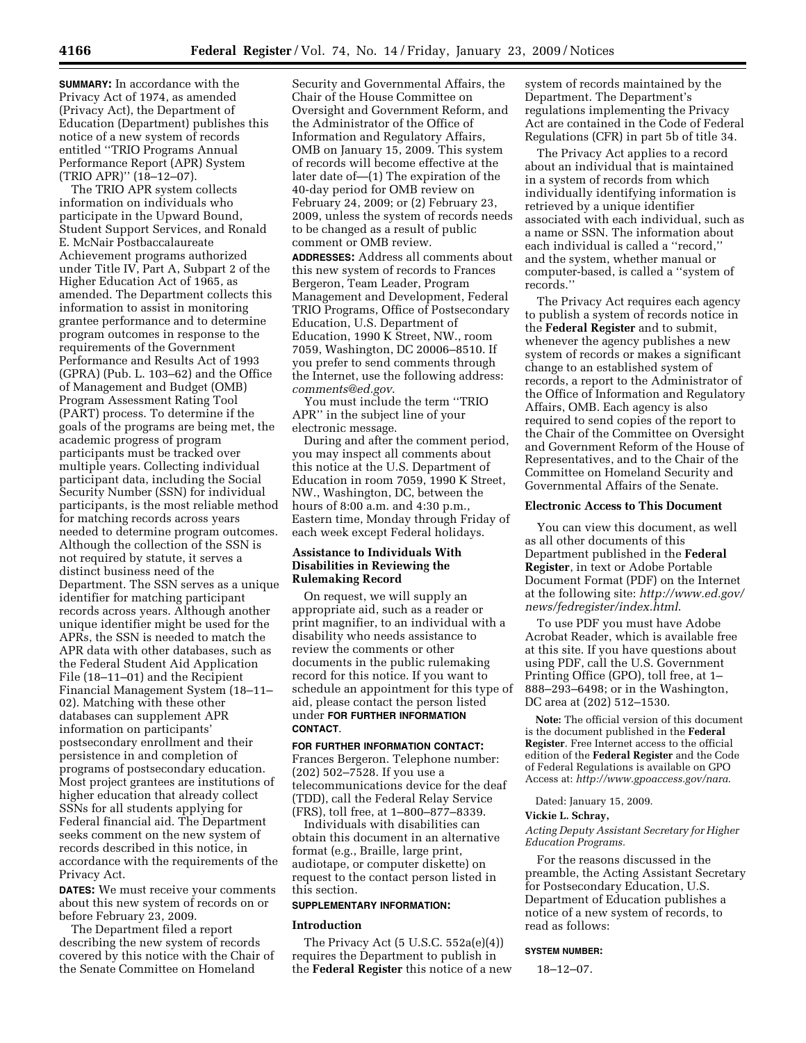**SUMMARY:** In accordance with the Privacy Act of 1974, as amended (Privacy Act), the Department of Education (Department) publishes this notice of a new system of records entitled ''TRIO Programs Annual Performance Report (APR) System (TRIO APR)'' (18–12–07).

The TRIO APR system collects information on individuals who participate in the Upward Bound, Student Support Services, and Ronald E. McNair Postbaccalaureate Achievement programs authorized under Title IV, Part A, Subpart 2 of the Higher Education Act of 1965, as amended. The Department collects this information to assist in monitoring grantee performance and to determine program outcomes in response to the requirements of the Government Performance and Results Act of 1993 (GPRA) (Pub. L. 103–62) and the Office of Management and Budget (OMB) Program Assessment Rating Tool (PART) process. To determine if the goals of the programs are being met, the academic progress of program participants must be tracked over multiple years. Collecting individual participant data, including the Social Security Number (SSN) for individual participants, is the most reliable method for matching records across years needed to determine program outcomes. Although the collection of the SSN is not required by statute, it serves a distinct business need of the Department. The SSN serves as a unique identifier for matching participant records across years. Although another unique identifier might be used for the APRs, the SSN is needed to match the APR data with other databases, such as the Federal Student Aid Application File (18–11–01) and the Recipient Financial Management System (18–11–02). Matching with these other databases can supplement APR information on participants' postsecondary enrollment and their persistence in and completion of programs of postsecondary education. Most project grantees are institutions of higher education that already collect SSNs for all students applying for Federal financial aid. The Department seeks comment on the new system of records described in this notice, in accordance with the requirements of the Privacy Act.

**DATES:** We must receive your comments about this new system of records on or before February 23, 2009.

The Department filed a report describing the new system of records covered by this notice with the Chair of the Senate Committee on Homeland Security and Governmental Affairs, the Chair of the House Committee on Oversight and Government Reform, and the Administrator of the Office of Information and Regulatory Affairs, OMB on January 15, 2009. This system of records will become effective at the later date of—(1) The expiration of the 40-day period for OMB review on February 24, 2009; or (2) February 23, 2009, unless the system of records needs to be changed as a result of public comment or OMB review.

**ADDRESSES:** Address all comments about this new system of records to Frances Bergeron, Team Leader, Program Management and Development, Federal TRIO Programs, Office of Postsecondary Education, U.S. Department of Education, 1990 K Street, NW., room 7059, Washington, DC 20006–8510. If you prefer to send comments through the Internet, use the following address: *comments@ed.gov*.

You must include the term ''TRIO APR'' in the subject line of your electronic message.

During and after the comment period, you may inspect all comments about this notice at the U.S. Department of Education in room 7059, 1990 K Street, NW., Washington, DC, between the hours of 8:00 a.m. and 4:30 p.m., Eastern time, Monday through Friday of each week except Federal holidays.

**Assistance to Individuals With Disabilities in Reviewing the Rulemaking Record**

On request, we will supply an appropriate aid, such as a reader or print magnifier, to an individual with a disability who needs assistance to review the comments or other documents in the public rulemaking record for this notice. If you want to schedule an appointment for this type of aid, please contact the person listed under **FOR FURTHER INFORMATION CONTACT**.

**FOR FURTHER INFORMATION CONTACT:** Frances Bergeron. Telephone number: (202) 502–7528. If you use a telecommunications device for the deaf (TDD), call the Federal Relay Service (FRS), toll free, at 1–800–877–8339.

Individuals with disabilities can obtain this document in an alternative format (e.g., Braille, large print, audiotape, or computer diskette) on request to the contact person listed in this section.

**SUPPLEMENTARY INFORMATION:**

**Introduction**

The Privacy Act (5 U.S.C. 552a(e)(4)) requires the Department to publish in the **Federal Register** this notice of a new system of records maintained by the Department. The Department's regulations implementing the Privacy Act are contained in the Code of Federal Regulations (CFR) in part 5b of title 34.

The Privacy Act applies to a record about an individual that is maintained in a system of records from which individually identifying information is retrieved by a unique identifier associated with each individual, such as a name or SSN. The information about each individual is called a ''record,'' and the system, whether manual or computer-based, is called a ''system of records.''

The Privacy Act requires each agency to publish a system of records notice in the **Federal Register** and to submit, whenever the agency publishes a new system of records or makes a significant change to an established system of records, a report to the Administrator of the Office of Information and Regulatory Affairs, OMB. Each agency is also required to send copies of the report to the Chair of the Committee on Oversight and Government Reform of the House of Representatives, and to the Chair of the Committee on Homeland Security and Governmental Affairs of the Senate.

**Electronic Access to This Document**

You can view this document, as well as all other documents of this Department published in the **Federal Register**, in text or Adobe Portable Document Format (PDF) on the Internet at the following site: *http://www.ed.gov/news/fedregister/index.html*.

To use PDF you must have Adobe Acrobat Reader, which is available free at this site. If you have questions about using PDF, call the U.S. Government Printing Office (GPO), toll free, at 1–888–293–6498; or in the Washington, DC area at (202) 512–1530.

**Note:** The official version of this document is the document published in the **Federal Register**. Free Internet access to the official edition of the **Federal Register** and the Code of Federal Regulations is available on GPO Access at: *http://www.gpoaccess.gov/nara*.

Dated: January 15, 2009.

**Vickie L. Schray,**

*Acting Deputy Assistant Secretary for Higher Education Programs.*

For the reasons discussed in the preamble, the Acting Assistant Secretary for Postsecondary Education, U.S. Department of Education publishes a notice of a new system of records, to read as follows:

**SYSTEM NUMBER:**

18–12–07.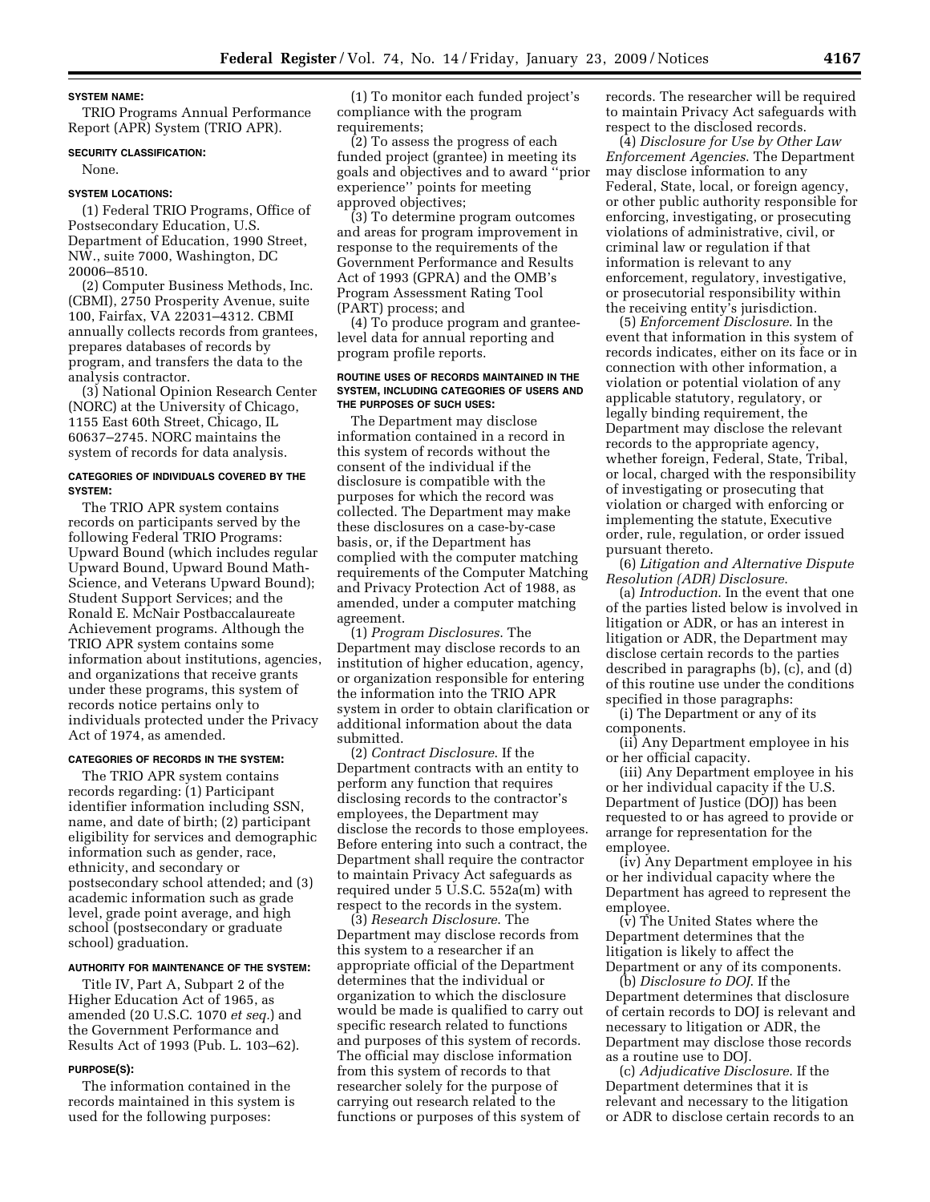**SYSTEM NAME:**

TRIO Programs Annual Performance Report (APR) System (TRIO APR).

**SECURITY CLASSIFICATION:**

None.

**SYSTEM LOCATIONS:**

(1) Federal TRIO Programs, Office of Postsecondary Education, U.S. Department of Education, 1990 Street, NW., suite 7000, Washington, DC 20006–8510.

(2) Computer Business Methods, Inc. (CBMI), 2750 Prosperity Avenue, suite 100, Fairfax, VA 22031–4312. CBMI annually collects records from grantees, prepares databases of records by program, and transfers the data to the analysis contractor.

(3) National Opinion Research Center (NORC) at the University of Chicago, 1155 East 60th Street, Chicago, IL 60637–2745. NORC maintains the system of records for data analysis.

**CATEGORIES OF INDIVIDUALS COVERED BY THE SYSTEM:**

The TRIO APR system contains records on participants served by the following Federal TRIO Programs: Upward Bound (which includes regular Upward Bound, Upward Bound Math-Science, and Veterans Upward Bound); Student Support Services; and the Ronald E. McNair Postbaccalaureate Achievement programs. Although the TRIO APR system contains some information about institutions, agencies, and organizations that receive grants under these programs, this system of records notice pertains only to individuals protected under the Privacy Act of 1974, as amended.

**CATEGORIES OF RECORDS IN THE SYSTEM:**

The TRIO APR system contains records regarding: (1) Participant identifier information including SSN, name, and date of birth; (2) participant eligibility for services and demographic information such as gender, race, ethnicity, and secondary or postsecondary school attended; and (3) academic information such as grade level, grade point average, and high school (postsecondary or graduate school) graduation.

**AUTHORITY FOR MAINTENANCE OF THE SYSTEM:**

Title IV, Part A, Subpart 2 of the Higher Education Act of 1965, as amended (20 U.S.C. 1070 *et seq.*) and the Government Performance and Results Act of 1993 (Pub. L. 103–62).

**PURPOSE(S):**

The information contained in the records maintained in this system is used for the following purposes:

(1) To monitor each funded project's compliance with the program requirements;

(2) To assess the progress of each funded project (grantee) in meeting its goals and objectives and to award "prior experience" points for meeting approved objectives;

(3) To determine program outcomes and areas for program improvement in response to the requirements of the Government Performance and Results Act of 1993 (GPRA) and the OMB's Program Assessment Rating Tool (PART) process; and

(4) To produce program and grantee-level data for annual reporting and program profile reports.

**ROUTINE USES OF RECORDS MAINTAINED IN THE SYSTEM, INCLUDING CATEGORIES OF USERS AND THE PURPOSES OF SUCH USES:**

The Department may disclose information contained in a record in this system of records without the consent of the individual if the disclosure is compatible with the purposes for which the record was collected. The Department may make these disclosures on a case-by-case basis, or, if the Department has complied with the computer matching requirements of the Computer Matching and Privacy Protection Act of 1988, as amended, under a computer matching agreement.

(1) *Program Disclosures.* The Department may disclose records to an institution of higher education, agency, or organization responsible for entering the information into the TRIO APR system in order to obtain clarification or additional information about the data submitted.

(2) *Contract Disclosure.* If the Department contracts with an entity to perform any function that requires disclosing records to the contractor's employees, the Department may disclose the records to those employees. Before entering into such a contract, the Department shall require the contractor to maintain Privacy Act safeguards as required under 5 U.S.C. 552a(m) with respect to the records in the system.

(3) *Research Disclosure.* The Department may disclose records from this system to a researcher if an appropriate official of the Department determines that the individual or organization to which the disclosure would be made is qualified to carry out specific research related to functions and purposes of this system of records. The official may disclose information from this system of records to that researcher solely for the purpose of carrying out research related to the functions or purposes of this system of records. The researcher will be required to maintain Privacy Act safeguards with respect to the disclosed records.

(4) *Disclosure for Use by Other Law Enforcement Agencies.* The Department may disclose information to any Federal, State, local, or foreign agency, or other public authority responsible for enforcing, investigating, or prosecuting violations of administrative, civil, or criminal law or regulation if that information is relevant to any enforcement, regulatory, investigative, or prosecutorial responsibility within the receiving entity's jurisdiction.

(5) *Enforcement Disclosure.* In the event that information in this system of records indicates, either on its face or in connection with other information, a violation or potential violation of any applicable statutory, regulatory, or legally binding requirement, the Department may disclose the relevant records to the appropriate agency, whether foreign, Federal, State, Tribal, or local, charged with the responsibility of investigating or prosecuting that violation or charged with enforcing or implementing the statute, Executive order, rule, regulation, or order issued pursuant thereto.

(6) *Litigation and Alternative Dispute Resolution (ADR) Disclosure.*

(a) *Introduction.* In the event that one of the parties listed below is involved in litigation or ADR, or has an interest in litigation or ADR, the Department may disclose certain records to the parties described in paragraphs (b), (c), and (d) of this routine use under the conditions specified in those paragraphs:

(i) The Department or any of its components.

(ii) Any Department employee in his or her official capacity.

(iii) Any Department employee in his or her individual capacity if the U.S. Department of Justice (DOJ) has been requested to or has agreed to provide or arrange for representation for the employee.

(iv) Any Department employee in his or her individual capacity where the Department has agreed to represent the employee.

(v) The United States where the Department determines that the litigation is likely to affect the Department or any of its components.

(b) *Disclosure to DOJ.* If the Department determines that disclosure of certain records to DOJ is relevant and necessary to litigation or ADR, the Department may disclose those records as a routine use to DOJ.

(c) *Adjudicative Disclosure.* If the Department determines that it is relevant and necessary to the litigation or ADR to disclose certain records to an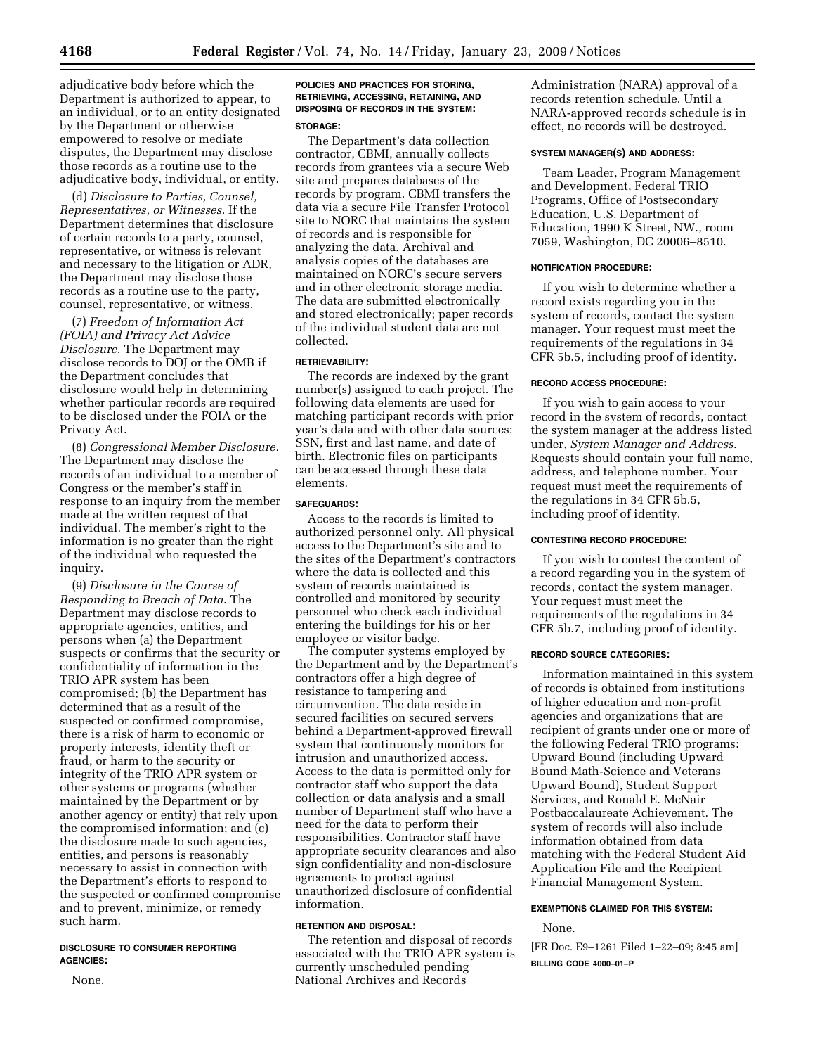adjudicative body before which the Department is authorized to appear, to an individual, or to an entity designated by the Department or otherwise empowered to resolve or mediate disputes, the Department may disclose those records as a routine use to the adjudicative body, individual, or entity.

(d) *Disclosure to Parties, Counsel, Representatives, or Witnesses.* If the Department determines that disclosure of certain records to a party, counsel, representative, or witness is relevant and necessary to the litigation or ADR, the Department may disclose those records as a routine use to the party, counsel, representative, or witness.

(7) *Freedom of Information Act (FOIA) and Privacy Act Advice Disclosure.* The Department may disclose records to DOJ or the OMB if the Department concludes that disclosure would help in determining whether particular records are required to be disclosed under the FOIA or the Privacy Act.

(8) *Congressional Member Disclosure.* The Department may disclose the records of an individual to a member of Congress or the member's staff in response to an inquiry from the member made at the written request of that individual. The member's right to the information is no greater than the right of the individual who requested the inquiry.

(9) *Disclosure in the Course of Responding to Breach of Data.* The Department may disclose records to appropriate agencies, entities, and persons when (a) the Department suspects or confirms that the security or confidentiality of information in the TRIO APR system has been compromised; (b) the Department has determined that as a result of the suspected or confirmed compromise, there is a risk of harm to economic or property interests, identity theft or fraud, or harm to the security or integrity of the TRIO APR system or other systems or programs (whether maintained by the Department or by another agency or entity) that rely upon the compromised information; and (c) the disclosure made to such agencies, entities, and persons is reasonably necessary to assist in connection with the Department's efforts to respond to the suspected or confirmed compromise and to prevent, minimize, or remedy such harm.

#### DISCLOSURE TO CONSUMER REPORTING AGENCIES:

None.

#### POLICIES AND PRACTICES FOR STORING, RETRIEVING, ACCESSING, RETAINING, AND DISPOSING OF RECORDS IN THE SYSTEM:

#### STORAGE:

The Department's data collection contractor, CBMI, annually collects records from grantees via a secure Web site and prepares databases of the records by program. CBMI transfers the data via a secure File Transfer Protocol site to NORC that maintains the system of records and is responsible for analyzing the data. Archival and analysis copies of the databases are maintained on NORC's secure servers and in other electronic storage media. The data are submitted electronically and stored electronically; paper records of the individual student data are not collected.

#### RETRIEVABILITY:

The records are indexed by the grant number(s) assigned to each project. The following data elements are used for matching participant records with prior year's data and with other data sources: SSN, first and last name, and date of birth. Electronic files on participants can be accessed through these data elements.

#### SAFEGUARDS:

Access to the records is limited to authorized personnel only. All physical access to the Department's site and to the sites of the Department's contractors where the data is collected and this system of records maintained is controlled and monitored by security personnel who check each individual entering the buildings for his or her employee or visitor badge.

The computer systems employed by the Department and by the Department's contractors offer a high degree of resistance to tampering and circumvention. The data reside in secured facilities on secured servers behind a Department-approved firewall system that continuously monitors for intrusion and unauthorized access. Access to the data is permitted only for contractor staff who support the data collection or data analysis and a small number of Department staff who have a need for the data to perform their responsibilities. Contractor staff have appropriate security clearances and also sign confidentiality and non-disclosure agreements to protect against unauthorized disclosure of confidential information.

#### RETENTION AND DISPOSAL:

The retention and disposal of records associated with the TRIO APR system is currently unscheduled pending National Archives and Records Administration (NARA) approval of a records retention schedule. Until a NARA-approved records schedule is in effect, no records will be destroyed.

#### SYSTEM MANAGER(S) AND ADDRESS:

Team Leader, Program Management and Development, Federal TRIO Programs, Office of Postsecondary Education, U.S. Department of Education, 1990 K Street, NW., room 7059, Washington, DC 20006–8510.

#### NOTIFICATION PROCEDURE:

If you wish to determine whether a record exists regarding you in the system of records, contact the system manager. Your request must meet the requirements of the regulations in 34 CFR 5b.5, including proof of identity.

#### RECORD ACCESS PROCEDURE:

If you wish to gain access to your record in the system of records, contact the system manager at the address listed under, *System Manager and Address.* Requests should contain your full name, address, and telephone number. Your request must meet the requirements of the regulations in 34 CFR 5b.5, including proof of identity.

#### CONTESTING RECORD PROCEDURE:

If you wish to contest the content of a record regarding you in the system of records, contact the system manager. Your request must meet the requirements of the regulations in 34 CFR 5b.7, including proof of identity.

#### RECORD SOURCE CATEGORIES:

Information maintained in this system of records is obtained from institutions of higher education and non-profit agencies and organizations that are recipient of grants under one or more of the following Federal TRIO programs: Upward Bound (including Upward Bound Math-Science and Veterans Upward Bound), Student Support Services, and Ronald E. McNair Postbaccalaureate Achievement. The system of records will also include information obtained from data matching with the Federal Student Aid Application File and the Recipient Financial Management System.

#### EXEMPTIONS CLAIMED FOR THIS SYSTEM:

None.

[FR Doc. E9–1261 Filed 1–22–09; 8:45 am]

**BILLING CODE 4000–01–P**